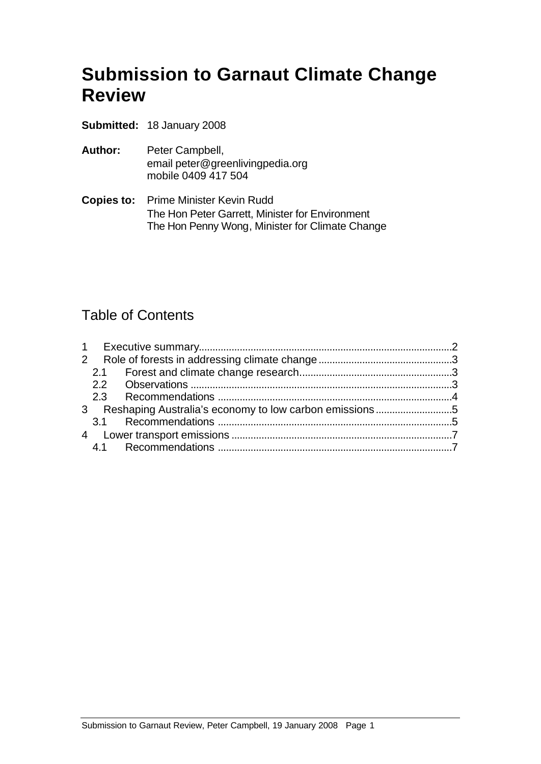# Submission to Garnaut Climate Change Review

**Submitted:** 18 January 2008

**Author:** Peter Campbell,
email peter@greenlivingpedia.org
mobile 0409 417 504

**Copies to:** Prime Minister Kevin Rudd
The Hon Peter Garrett, Minister for Environment
The Hon Penny Wong, Minister for Climate Change

## Table of Contents

1 Executive summary....................................................................................2
2 Role of forests in addressing climate change..............................................3
  2.1 Forest and climate change research.....................................................3
  2.2 Observations ......................................................................................3
  2.3 Recommendations ...............................................................................4
3 Reshaping Australia's economy to low carbon emissions...............................5
  3.1 Recommendations ...............................................................................5
4 Lower transport emissions ...........................................................................7
  4.1 Recommendations ...............................................................................7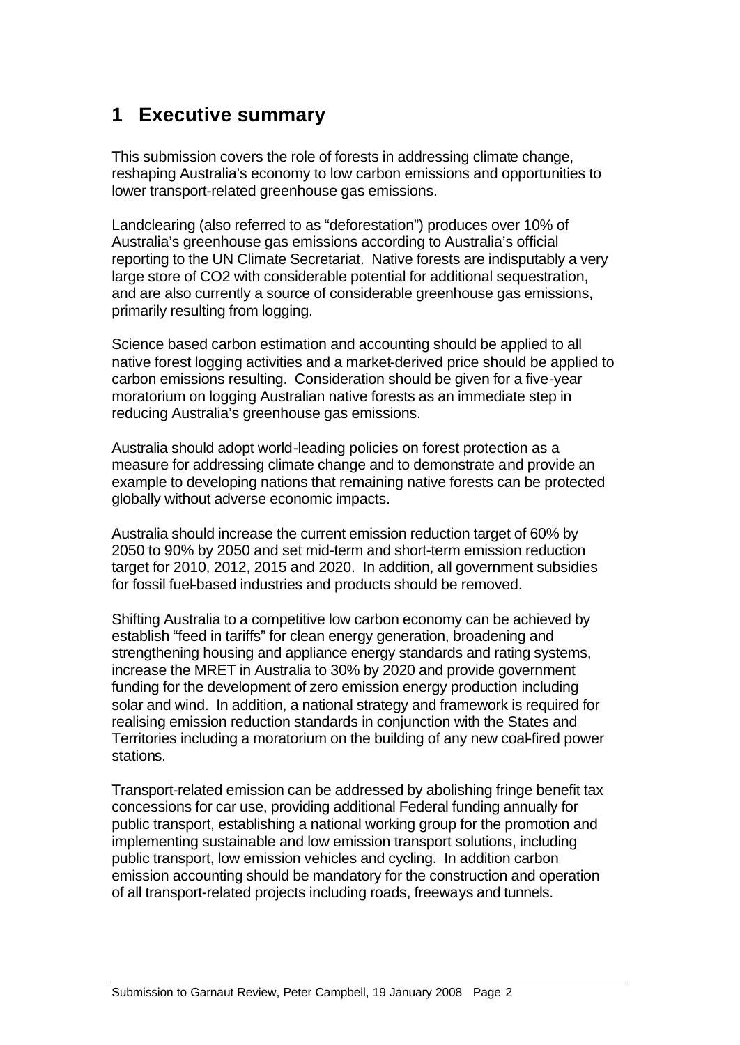# 1 Executive summary

This submission covers the role of forests in addressing climate change, reshaping Australia's economy to low carbon emissions and opportunities to lower transport-related greenhouse gas emissions.

Landclearing (also referred to as "deforestation") produces over 10% of Australia's greenhouse gas emissions according to Australia's official reporting to the UN Climate Secretariat. Native forests are indisputably a very large store of $CO_2$ with considerable potential for additional sequestration, and are also currently a source of considerable greenhouse gas emissions, primarily resulting from logging.

Science based carbon estimation and accounting should be applied to all native forest logging activities and a market-derived price should be applied to carbon emissions resulting. Consideration should be given for a five-year moratorium on logging Australian native forests as an immediate step in reducing Australia's greenhouse gas emissions.

Australia should adopt world-leading policies on forest protection as a measure for addressing climate change and to demonstrate and provide an example to developing nations that remaining native forests can be protected globally without adverse economic impacts.

Australia should increase the current emission reduction target of 60% by 2050 to 90% by 2050 and set mid-term and short-term emission reduction target for 2010, 2012, 2015 and 2020. In addition, all government subsidies for fossil fuel-based industries and products should be removed.

Shifting Australia to a competitive low carbon economy can be achieved by establish "feed in tariffs" for clean energy generation, broadening and strengthening housing and appliance energy standards and rating systems, increase the MRET in Australia to 30% by 2020 and provide government funding for the development of zero emission energy production including solar and wind. In addition, a national strategy and framework is required for realising emission reduction standards in conjunction with the States and Territories including a moratorium on the building of any new coal-fired power stations.

Transport-related emission can be addressed by abolishing fringe benefit tax concessions for car use, providing additional Federal funding annually for public transport, establishing a national working group for the promotion and implementing sustainable and low emission transport solutions, including public transport, low emission vehicles and cycling. In addition carbon emission accounting should be mandatory for the construction and operation of all transport-related projects including roads, freeways and tunnels.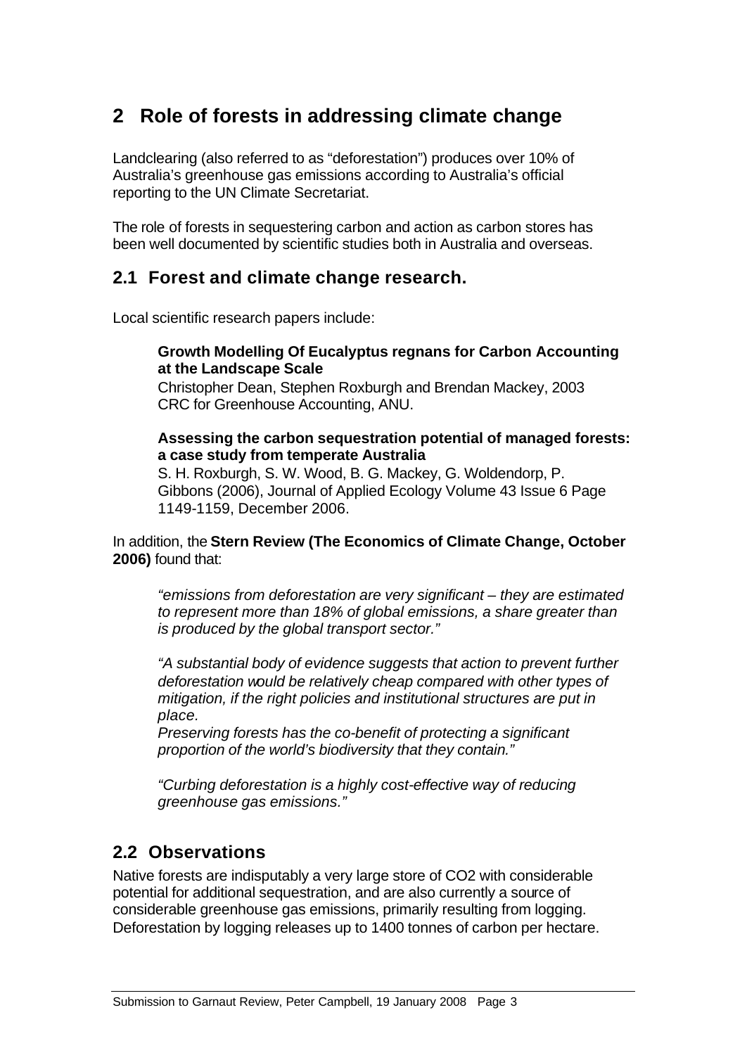## 2 Role of forests in addressing climate change

Landclearing (also referred to as "deforestation") produces over 10% of Australia's greenhouse gas emissions according to Australia's official reporting to the UN Climate Secretariat.

The role of forests in sequestering carbon and action as carbon stores has been well documented by scientific studies both in Australia and overseas.

### 2.1 Forest and climate change research.

Local scientific research papers include:

**Growth Modelling Of Eucalyptus regnans for Carbon Accounting at the Landscape Scale**
Christopher Dean, Stephen Roxburgh and Brendan Mackey, 2003
CRC for Greenhouse Accounting, ANU.

**Assessing the carbon sequestration potential of managed forests: a case study from temperate Australia**
S. H. Roxburgh, S. W. Wood, B. G. Mackey, G. Woldendorp, P. Gibbons (2006), Journal of Applied Ecology Volume 43 Issue 6 Page 1149-1159, December 2006.

In addition, the **Stern Review (The Economics of Climate Change, October 2006)** found that:

*"emissions from deforestation are very significant – they are estimated to represent more than 18% of global emissions, a share greater than is produced by the global transport sector."*

*"A substantial body of evidence suggests that action to prevent further deforestation would be relatively cheap compared with other types of mitigation, if the right policies and institutional structures are put in place.*
*Preserving forests has the co-benefit of protecting a significant proportion of the world's biodiversity that they contain."*

*"Curbing deforestation is a highly cost-effective way of reducing greenhouse gas emissions."*

### 2.2 Observations

Native forests are indisputably a very large store of CO2 with considerable potential for additional sequestration, and are also currently a source of considerable greenhouse gas emissions, primarily resulting from logging. Deforestation by logging releases up to 1400 tonnes of carbon per hectare.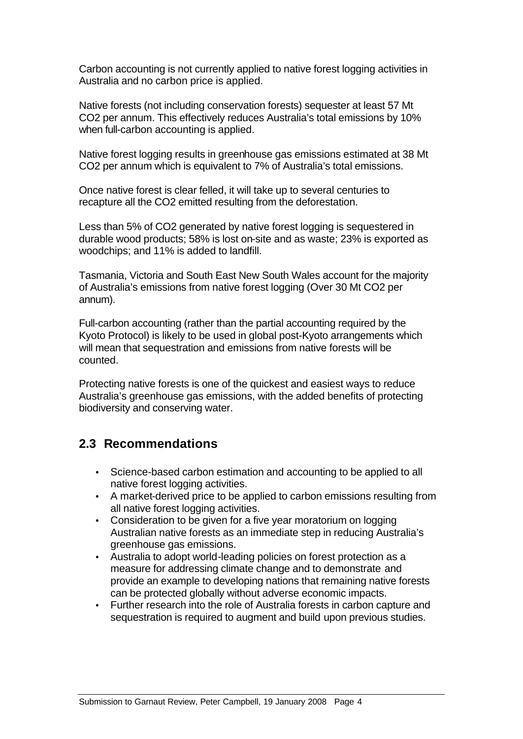Carbon accounting is not currently applied to native forest logging activities in Australia and no carbon price is applied.

Native forests (not including conservation forests) sequester at least 57 Mt $CO_2$ per annum. This effectively reduces Australia's total emissions by 10% when full-carbon accounting is applied.

Native forest logging results in greenhouse gas emissions estimated at 38 Mt $CO_2$ per annum which is equivalent to 7% of Australia's total emissions.

Once native forest is clear felled, it will take up to several centuries to recapture all the $CO_2$ emitted resulting from the deforestation.

Less than 5% of $CO_2$ generated by native forest logging is sequestered in durable wood products; 58% is lost on-site and as waste; 23% is exported as woodchips; and 11% is added to landfill.

Tasmania, Victoria and South East New South Wales account for the majority of Australia's emissions from native forest logging (Over 30 Mt $CO_2$ per annum).

Full-carbon accounting (rather than the partial accounting required by the Kyoto Protocol) is likely to be used in global post-Kyoto arrangements which will mean that sequestration and emissions from native forests will be counted.

Protecting native forests is one of the quickest and easiest ways to reduce Australia's greenhouse gas emissions, with the added benefits of protecting biodiversity and conserving water.

## 2.3 Recommendations

- Science-based carbon estimation and accounting to be applied to all native forest logging activities.
- A market-derived price to be applied to carbon emissions resulting from all native forest logging activities.
- Consideration to be given for a five year moratorium on logging Australian native forests as an immediate step in reducing Australia's greenhouse gas emissions.
- Australia to adopt world-leading policies on forest protection as a measure for addressing climate change and to demonstrate and provide an example to developing nations that remaining native forests can be protected globally without adverse economic impacts.
- Further research into the role of Australia forests in carbon capture and sequestration is required to augment and build upon previous studies.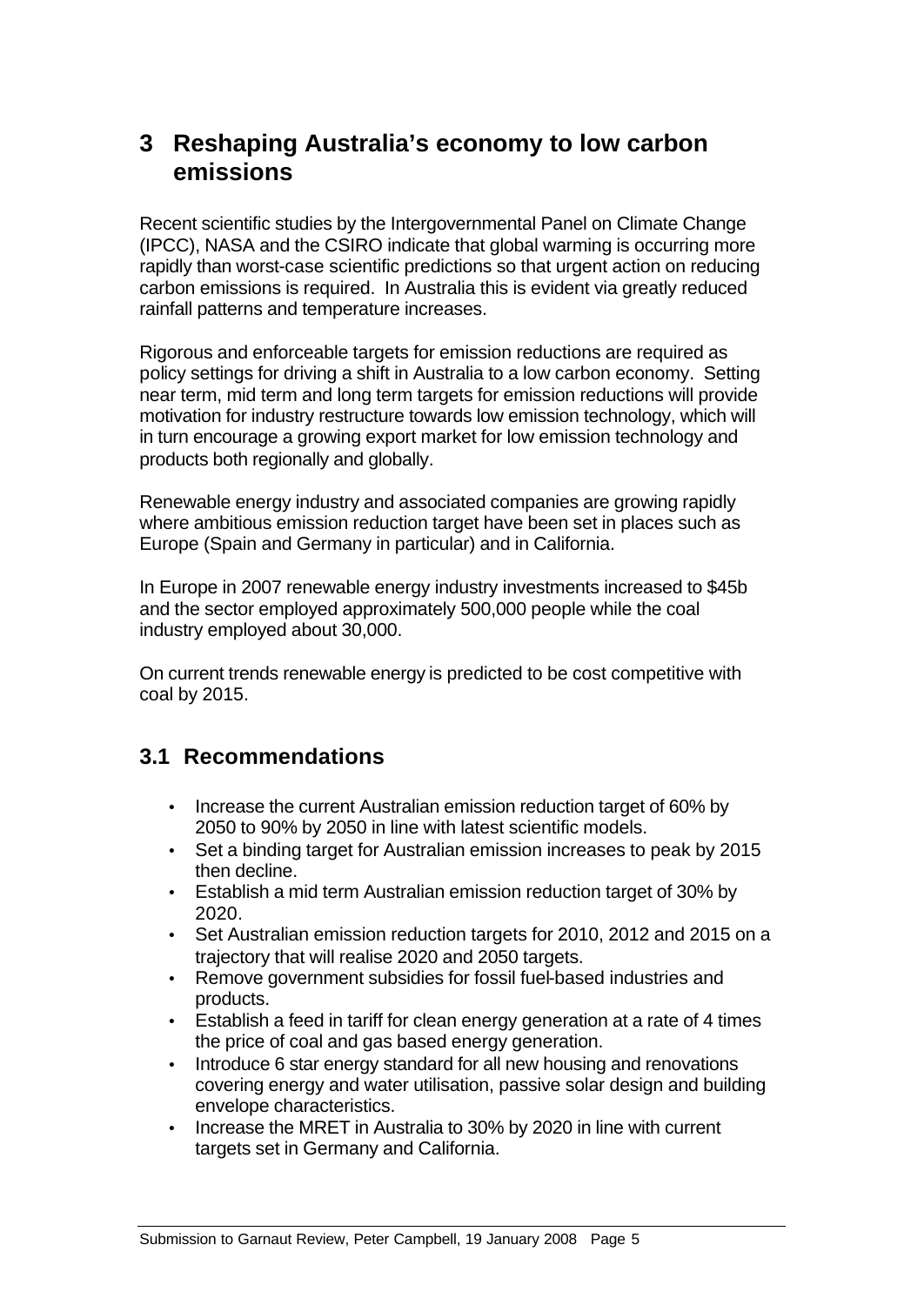# 3 Reshaping Australia's economy to low carbon emissions

Recent scientific studies by the Intergovernmental Panel on Climate Change (IPCC), NASA and the CSIRO indicate that global warming is occurring more rapidly than worst-case scientific predictions so that urgent action on reducing carbon emissions is required. In Australia this is evident via greatly reduced rainfall patterns and temperature increases.

Rigorous and enforceable targets for emission reductions are required as policy settings for driving a shift in Australia to a low carbon economy. Setting near term, mid term and long term targets for emission reductions will provide motivation for industry restructure towards low emission technology, which will in turn encourage a growing export market for low emission technology and products both regionally and globally.

Renewable energy industry and associated companies are growing rapidly where ambitious emission reduction target have been set in places such as Europe (Spain and Germany in particular) and in California.

In Europe in 2007 renewable energy industry investments increased to $45b and the sector employed approximately 500,000 people while the coal industry employed about 30,000.

On current trends renewable energy is predicted to be cost competitive with coal by 2015.

## 3.1 Recommendations

- Increase the current Australian emission reduction target of 60% by 2050 to 90% by 2050 in line with latest scientific models.
- Set a binding target for Australian emission increases to peak by 2015 then decline.
- Establish a mid term Australian emission reduction target of 30% by 2020.
- Set Australian emission reduction targets for 2010, 2012 and 2015 on a trajectory that will realise 2020 and 2050 targets.
- Remove government subsidies for fossil fuel-based industries and products.
- Establish a feed in tariff for clean energy generation at a rate of 4 times the price of coal and gas based energy generation.
- Introduce 6 star energy standard for all new housing and renovations covering energy and water utilisation, passive solar design and building envelope characteristics.
- Increase the MRET in Australia to 30% by 2020 in line with current targets set in Germany and California.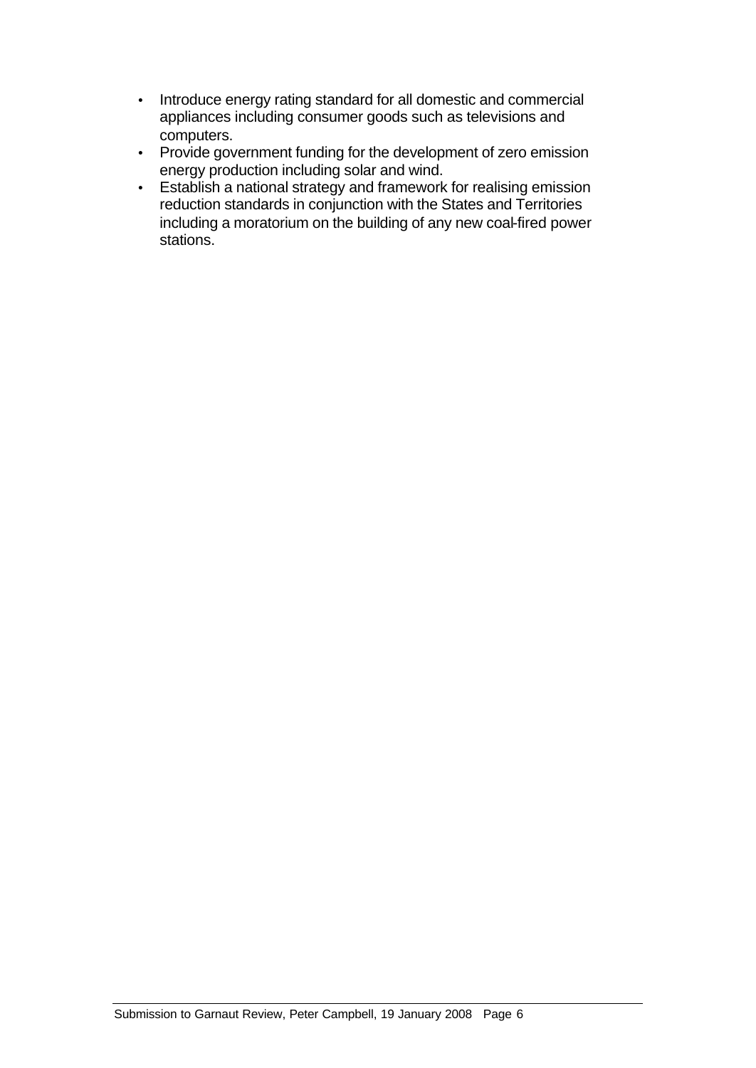- Introduce energy rating standard for all domestic and commercial appliances including consumer goods such as televisions and computers.
- Provide government funding for the development of zero emission energy production including solar and wind.
- Establish a national strategy and framework for realising emission reduction standards in conjunction with the States and Territories including a moratorium on the building of any new coal-fired power stations.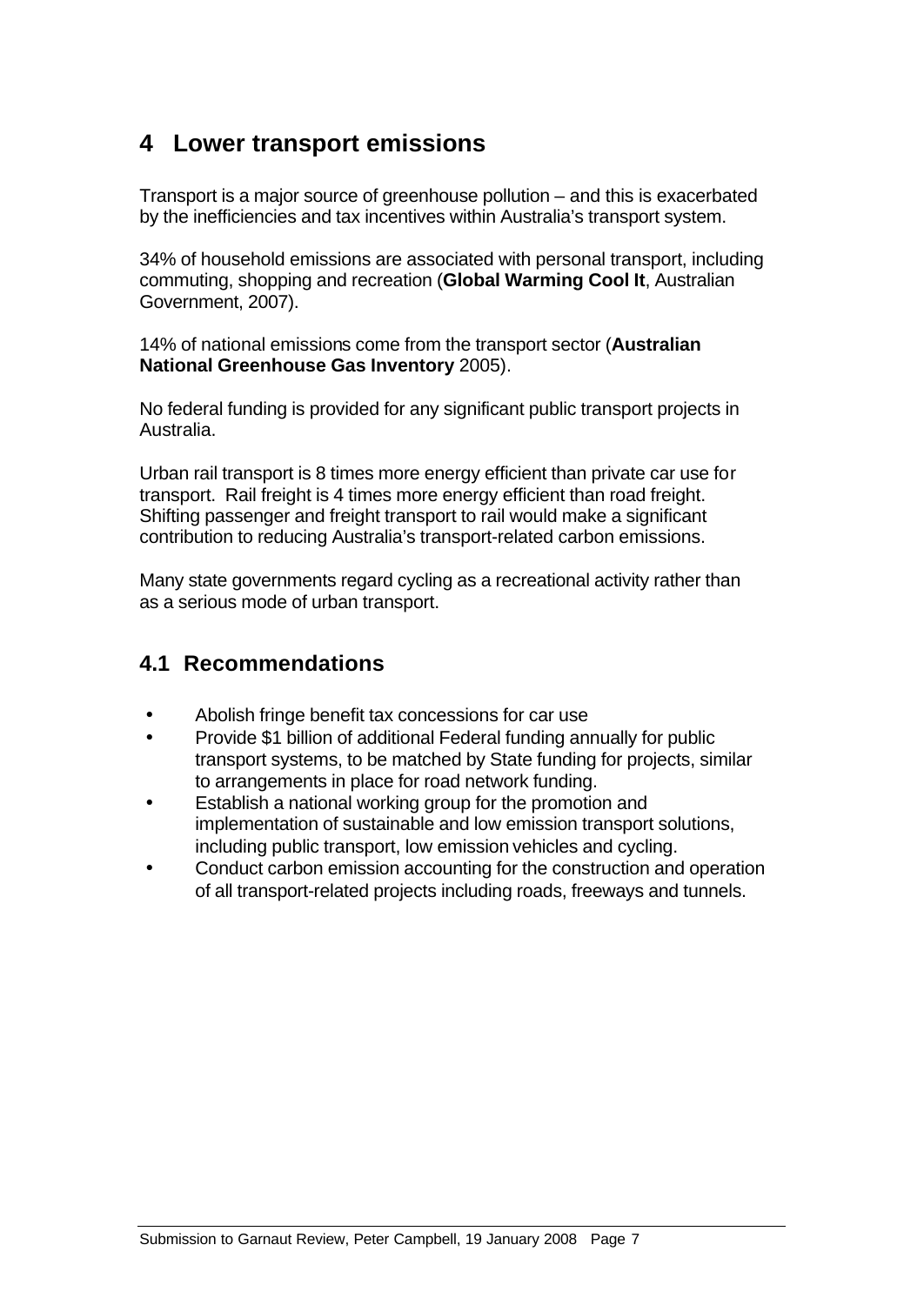# 4 Lower transport emissions

Transport is a major source of greenhouse pollution – and this is exacerbated by the inefficiencies and tax incentives within Australia's transport system.

34% of household emissions are associated with personal transport, including commuting, shopping and recreation (**Global Warming Cool It**, Australian Government, 2007).

14% of national emissions come from the transport sector (**Australian National Greenhouse Gas Inventory** 2005).

No federal funding is provided for any significant public transport projects in Australia.

Urban rail transport is 8 times more energy efficient than private car use for transport. Rail freight is 4 times more energy efficient than road freight. Shifting passenger and freight transport to rail would make a significant contribution to reducing Australia's transport-related carbon emissions.

Many state governments regard cycling as a recreational activity rather than as a serious mode of urban transport.

## 4.1 Recommendations

- Abolish fringe benefit tax concessions for car use
- Provide $1 billion of additional Federal funding annually for public transport systems, to be matched by State funding for projects, similar to arrangements in place for road network funding.
- Establish a national working group for the promotion and implementation of sustainable and low emission transport solutions, including public transport, low emission vehicles and cycling.
- Conduct carbon emission accounting for the construction and operation of all transport-related projects including roads, freeways and tunnels.